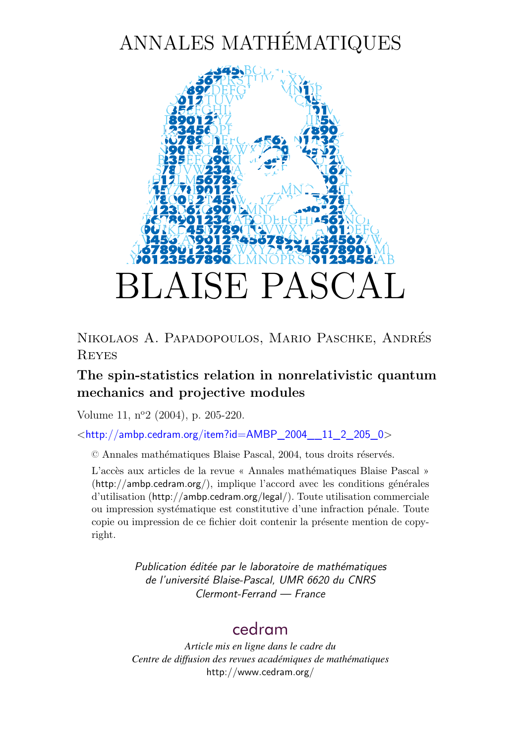# ANNALES MATHÉMATIQUES

# BLAISE PASCAL

Nikolaos A. Papadopoulos, Mario Paschke, Andrés Reyes

**The spin-statistics relation in nonrelativistic quantum mechanics and projective modules**

Volume 11, nº2 (2004), p. 205-220.

<http://ambp.cedram.org/item?id=AMBP_2004__11_2_205_0>

© Annales mathématiques Blaise Pascal, 2004, tous droits réservés.

L'accès aux articles de la revue « Annales mathématiques Blaise Pascal » (http://ambp.cedram.org/), implique l'accord avec les conditions générales d'utilisation (http://ambp.cedram.org/legal/). Toute utilisation commerciale ou impression systématique est constitutive d'une infraction pénale. Toute copie ou impression de ce fichier doit contenir la présente mention de copyright.

*Publication éditée par le laboratoire de mathématiques de l'université Blaise-Pascal, UMR 6620 du CNRS Clermont-Ferrand — France*

cedram

*Article mis en ligne dans le cadre du Centre de diffusion des revues académiques de mathématiques*
http://www.cedram.org/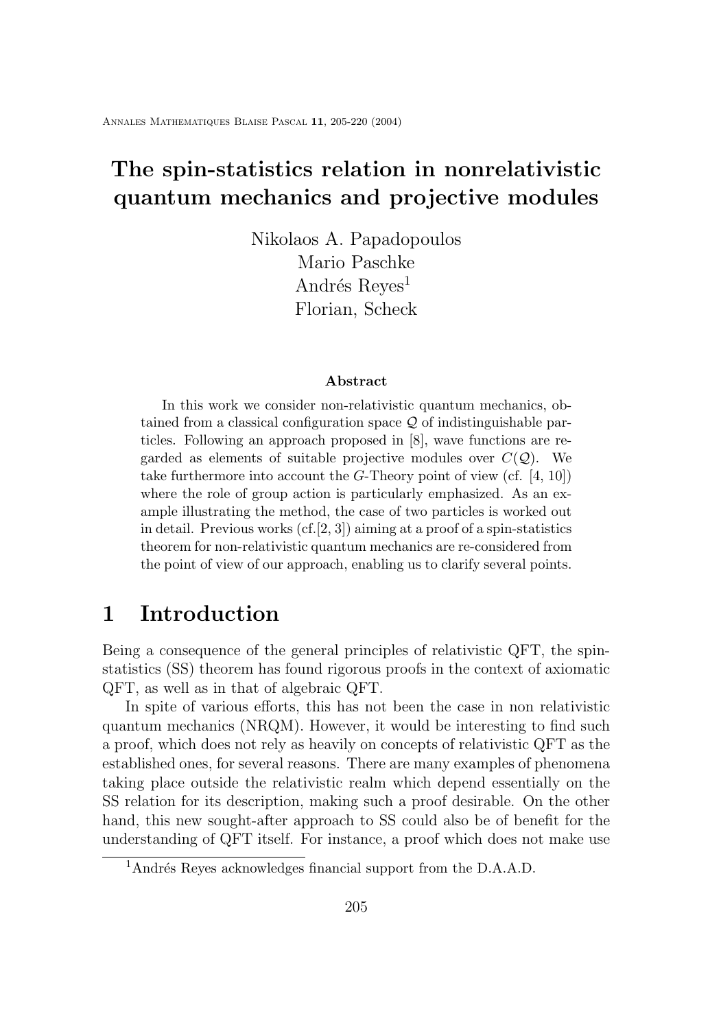# The spin-statistics relation in nonrelativistic quantum mechanics and projective modules

Nikolaos A. Papadopoulos
Mario Paschke
Andrés Reyes[1]
Florian, Scheck

### Abstract

In this work we consider non-relativistic quantum mechanics, obtained from a classical configuration space $\mathcal{Q}$ of indistinguishable particles. Following an approach proposed in [8], wave functions are regarded as elements of suitable projective modules over $C(\mathcal{Q})$. We take furthermore into account the $G$-Theory point of view (cf. [4, 10]) where the role of group action is particularly emphasized. As an example illustrating the method, the case of two particles is worked out in detail. Previous works (cf.[2, 3]) aiming at a proof of a spin-statistics theorem for non-relativistic quantum mechanics are re-considered from the point of view of our approach, enabling us to clarify several points.

# 1 Introduction

Being a consequence of the general principles of relativistic QFT, the spin-statistics (SS) theorem has found rigorous proofs in the context of axiomatic QFT, as well as in that of algebraic QFT.

In spite of various efforts, this has not been the case in non relativistic quantum mechanics (NRQM). However, it would be interesting to find such a proof, which does not rely as heavily on concepts of relativistic QFT as the established ones, for several reasons. There are many examples of phenomena taking place outside the relativistic realm which depend essentially on the SS relation for its description, making such a proof desirable. On the other hand, this new sought-after approach to SS could also be of benefit for the understanding of QFT itself. For instance, a proof which does not make use

[1] Andrés Reyes acknowledges financial support from the D.A.A.D.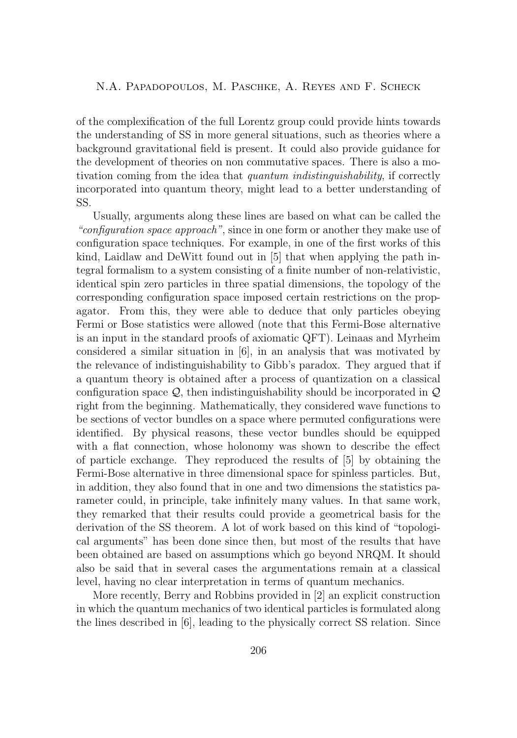of the complexification of the full Lorentz group could provide hints towards the understanding of SS in more general situations, such as theories where a background gravitational field is present. It could also provide guidance for the development of theories on non commutative spaces. There is also a motivation coming from the idea that *quantum indistinguishability*, if correctly incorporated into quantum theory, might lead to a better understanding of SS.

Usually, arguments along these lines are based on what can be called the *"configuration space approach"*, since in one form or another they make use of configuration space techniques. For example, in one of the first works of this kind, Laidlaw and DeWitt found out in [5] that when applying the path integral formalism to a system consisting of a finite number of non-relativistic, identical spin zero particles in three spatial dimensions, the topology of the corresponding configuration space imposed certain restrictions on the propagator. From this, they were able to deduce that only particles obeying Fermi or Bose statistics were allowed (note that this Fermi-Bose alternative is an input in the standard proofs of axiomatic QFT). Leinaas and Myrheim considered a similar situation in [6], in an analysis that was motivated by the relevance of indistinguishability to Gibb's paradox. They argued that if a quantum theory is obtained after a process of quantization on a classical configuration space $\mathcal{Q}$, then indistinguishability should be incorporated in $\mathcal{Q}$ right from the beginning. Mathematically, they considered wave functions to be sections of vector bundles on a space where permuted configurations were identified. By physical reasons, these vector bundles should be equipped with a flat connection, whose holonomy was shown to describe the effect of particle exchange. They reproduced the results of [5] by obtaining the Fermi-Bose alternative in three dimensional space for spinless particles. But, in addition, they also found that in one and two dimensions the statistics parameter could, in principle, take infinitely many values. In that same work, they remarked that their results could provide a geometrical basis for the derivation of the SS theorem. A lot of work based on this kind of "topological arguments" has been done since then, but most of the results that have been obtained are based on assumptions which go beyond NRQM. It should also be said that in several cases the argumentations remain at a classical level, having no clear interpretation in terms of quantum mechanics.

More recently, Berry and Robbins provided in [2] an explicit construction in which the quantum mechanics of two identical particles is formulated along the lines described in [6], leading to the physically correct SS relation. Since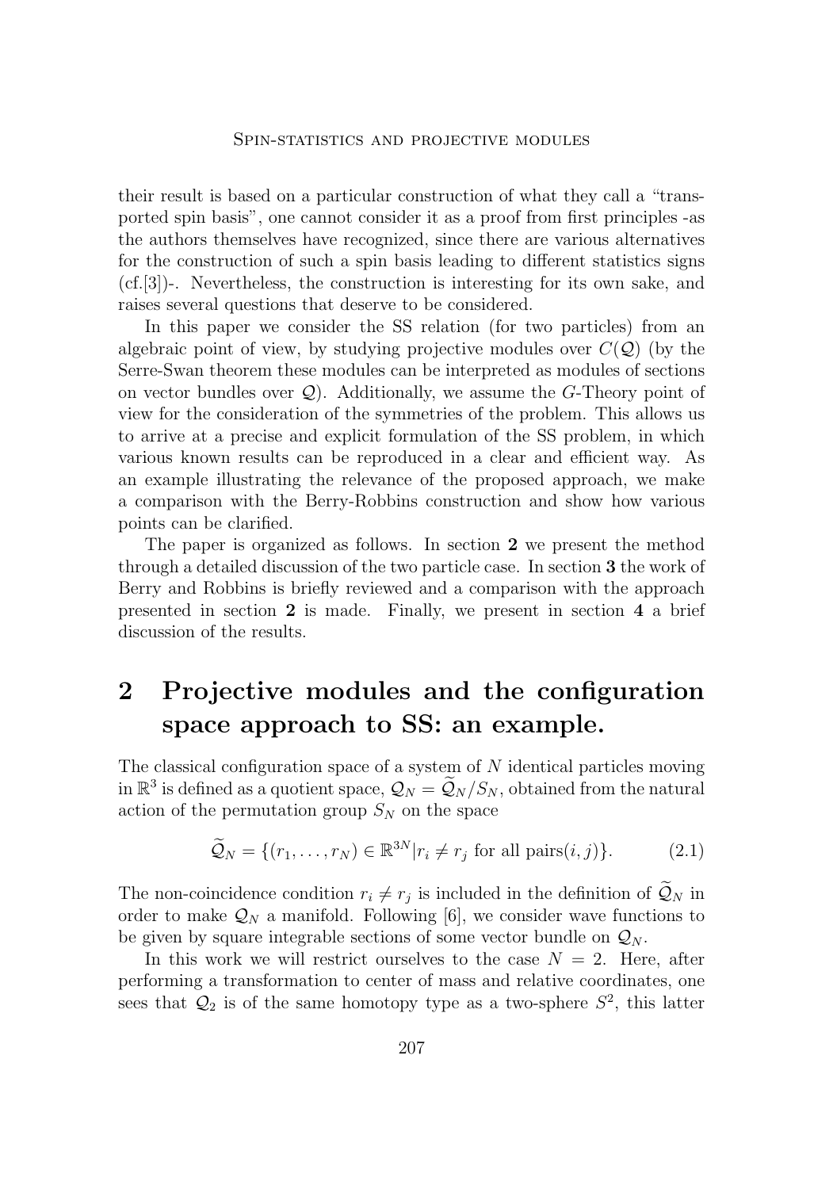their result is based on a particular construction of what they call a "transported spin basis", one cannot consider it as a proof from first principles -as the authors themselves have recognized, since there are various alternatives for the construction of such a spin basis leading to different statistics signs (cf.[3])-. Nevertheless, the construction is interesting for its own sake, and raises several questions that deserve to be considered.

In this paper we consider the SS relation (for two particles) from an algebraic point of view, by studying projective modules over $C(\mathcal{Q})$ (by the Serre-Swan theorem these modules can be interpreted as modules of sections on vector bundles over $\mathcal{Q}$). Additionally, we assume the $G$-Theory point of view for the consideration of the symmetries of the problem. This allows us to arrive at a precise and explicit formulation of the SS problem, in which various known results can be reproduced in a clear and efficient way. As an example illustrating the relevance of the proposed approach, we make a comparison with the Berry-Robbins construction and show how various points can be clarified.

The paper is organized as follows. In section **2** we present the method through a detailed discussion of the two particle case. In section **3** the work of Berry and Robbins is briefly reviewed and a comparison with the approach presented in section **2** is made. Finally, we present in section **4** a brief discussion of the results.

# 2 Projective modules and the configuration space approach to SS: an example.

The classical configuration space of a system of $N$ identical particles moving in $\mathbb{R}^3$ is defined as a quotient space, $\mathcal{Q}_N = \widetilde{\mathcal{Q}}_N / S_N$, obtained from the natural action of the permutation group $S_N$ on the space

$$\widetilde{\mathcal{Q}}_N = \{(r_1, \ldots, r_N) \in \mathbb{R}^{3N} | r_i \neq r_j \text{ for all pairs}(i,j)\}. \tag{2.1}$$

The non-coincidence condition $r_i \neq r_j$ is included in the definition of $\widetilde{\mathcal{Q}}_N$ in order to make $\mathcal{Q}_N$ a manifold. Following [6], we consider wave functions to be given by square integrable sections of some vector bundle on $\mathcal{Q}_N$.

In this work we will restrict ourselves to the case $N = 2$. Here, after performing a transformation to center of mass and relative coordinates, one sees that $\mathcal{Q}_2$ is of the same homotopy type as a two-sphere $S^2$, this latter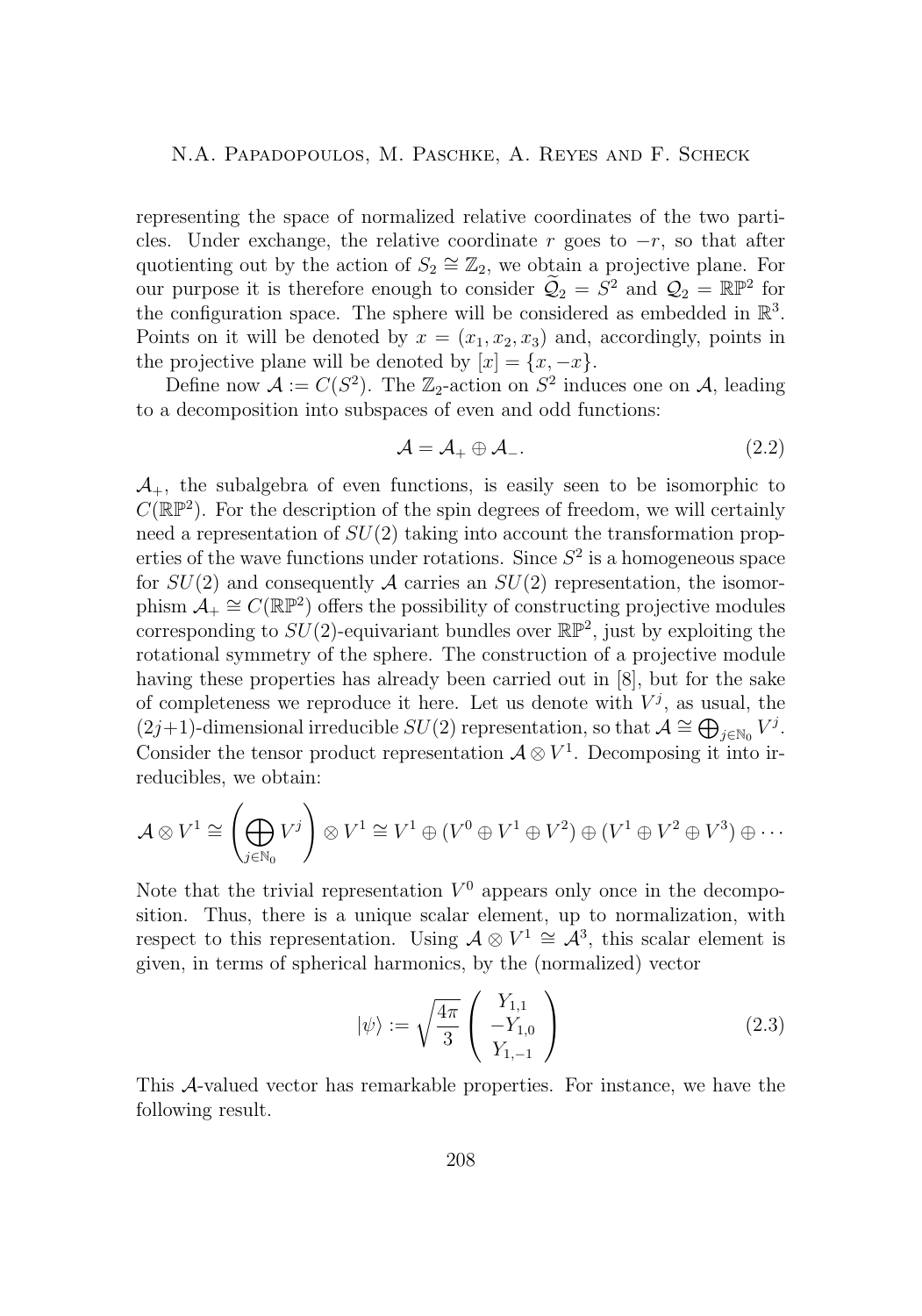representing the space of normalized relative coordinates of the two particles. Under exchange, the relative coordinate $r$ goes to $-r$, so that after quotienting out by the action of $S_2 \cong \mathbb{Z}_2$, we obtain a projective plane. For our purpose it is therefore enough to consider $\widetilde{\mathcal{Q}}_2 = S^2$ and $\mathcal{Q}_2 = \mathbb{RP}^2$ for the configuration space. The sphere will be considered as embedded in $\mathbb{R}^3$. Points on it will be denoted by $x = (x_1, x_2, x_3)$ and, accordingly, points in the projective plane will be denoted by $[x] = \{x, -x\}$.

Define now $\mathcal{A} := C(S^2)$. The $\mathbb{Z}_2$-action on $S^2$ induces one on $\mathcal{A}$, leading to a decomposition into subspaces of even and odd functions:

$$\mathcal{A} = \mathcal{A}_+ \oplus \mathcal{A}_-. \tag{2.2}$$

$\mathcal{A}_+$, the subalgebra of even functions, is easily seen to be isomorphic to $C(\mathbb{RP}^2)$. For the description of the spin degrees of freedom, we will certainly need a representation of $SU(2)$ taking into account the transformation properties of the wave functions under rotations. Since $S^2$ is a homogeneous space for $SU(2)$ and consequently $\mathcal{A}$ carries an $SU(2)$ representation, the isomorphism $\mathcal{A}_+ \cong C(\mathbb{RP}^2)$ offers the possibility of constructing projective modules corresponding to $SU(2)$-equivariant bundles over $\mathbb{RP}^2$, just by exploiting the rotational symmetry of the sphere. The construction of a projective module having these properties has already been carried out in [8], but for the sake of completeness we reproduce it here. Let us denote with $V^j$, as usual, the $(2j+1)$-dimensional irreducible $SU(2)$ representation, so that $\mathcal{A} \cong \bigoplus_{j\in\mathbb{N}_0} V^j$. Consider the tensor product representation $\mathcal{A} \otimes V^1$. Decomposing it into irreducibles, we obtain:

$$\mathcal{A} \otimes V^1 \cong \left( \bigoplus_{j\in\mathbb{N}_0} V^j \right) \otimes V^1 \cong V^1 \oplus (V^0 \oplus V^1 \oplus V^2) \oplus (V^1 \oplus V^2 \oplus V^3) \oplus \cdots$$

Note that the trivial representation $V^0$ appears only once in the decomposition. Thus, there is a unique scalar element, up to normalization, with respect to this representation. Using $\mathcal{A} \otimes V^1 \cong \mathcal{A}^3$, this scalar element is given, in terms of spherical harmonics, by the (normalized) vector

$$|\psi\rangle := \sqrt{\frac{4\pi}{3}} \begin{pmatrix} Y_{1,1} \\ -Y_{1,0} \\ Y_{1,-1} \end{pmatrix} \tag{2.3}$$

This $\mathcal{A}$-valued vector has remarkable properties. For instance, we have the following result.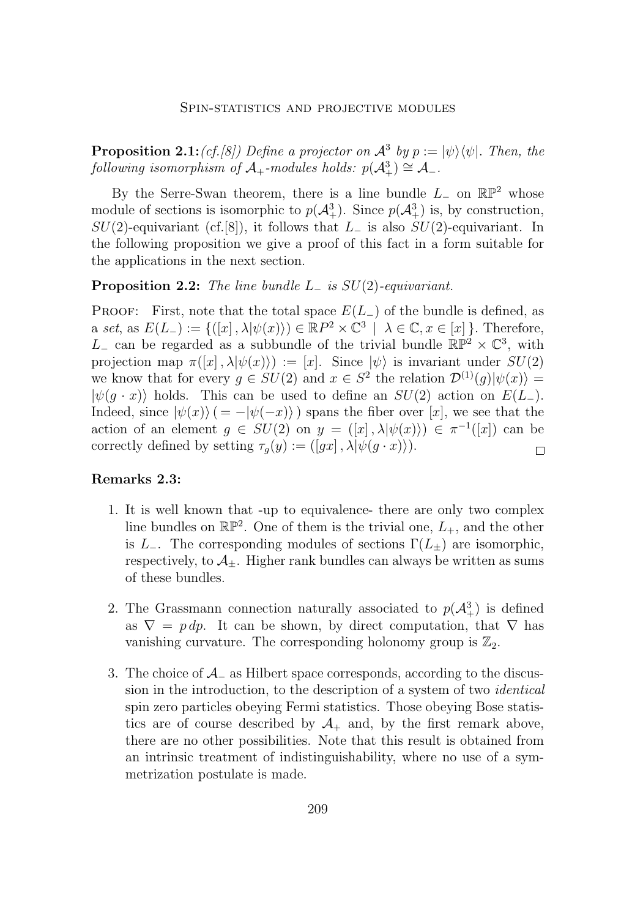**Proposition 2.1:** *(cf.[8]) Define a projector on $\mathcal{A}^3$ by $p := |\psi\rangle\langle\psi|$. Then, the following isomorphism of $\mathcal{A}_+$-modules holds: $p(\mathcal{A}_+^3) \cong \mathcal{A}_-$.*

By the Serre-Swan theorem, there is a line bundle $L_-$ on $\mathbb{RP}^2$ whose module of sections is isomorphic to $p(\mathcal{A}_+^3)$. Since $p(\mathcal{A}_+^3)$ is, by construction, $SU(2)$-equivariant (cf.[8]), it follows that $L_-$ is also $SU(2)$-equivariant. In the following proposition we give a proof of this fact in a form suitable for the applications in the next section.

**Proposition 2.2:** *The line bundle $L_-$ is $SU(2)$-equivariant.*

Proof: First, note that the total space $E(L_-)$ of the bundle is defined, as a *set*, as $E(L_-) := \{([x]\,, \lambda|\psi(x)\rangle) \in \mathbb{R}P^2 \times \mathbb{C}^3 \mid \lambda \in \mathbb{C}, x \in [x]\}$. Therefore, $L_-$ can be regarded as a subbundle of the trivial bundle $\mathbb{RP}^2 \times \mathbb{C}^3$, with projection map $\pi([x]\,, \lambda|\psi(x)\rangle) := [x]$. Since $|\psi\rangle$ is invariant under $SU(2)$ we know that for every $g \in SU(2)$ and $x \in S^2$ the relation $\mathcal{D}^{(1)}(g)|\psi(x)\rangle = |\psi(g \cdot x)\rangle$ holds. This can be used to define an $SU(2)$ action on $E(L_-)$. Indeed, since $|\psi(x)\rangle\, ( = -|\psi(-x)\rangle\, )$ spans the fiber over $[x]$, we see that the action of an element $g \in SU(2)$ on $y = ([x]\,, \lambda|\psi(x)\rangle) \in \pi^{-1}([x])$ can be correctly defined by setting $\tau_g(y) := ([gx]\,, \lambda|\psi(g \cdot x)\rangle)$. □

**Remarks 2.3:**

1. It is well known that -up to equivalence- there are only two complex line bundles on $\mathbb{RP}^2$. One of them is the trivial one, $L_+$, and the other is $L_-$. The corresponding modules of sections $\Gamma(L_\pm)$ are isomorphic, respectively, to $\mathcal{A}_\pm$. Higher rank bundles can always be written as sums of these bundles.

2. The Grassmann connection naturally associated to $p(\mathcal{A}_+^3)$ is defined as $\nabla = p\,dp$. It can be shown, by direct computation, that $\nabla$ has vanishing curvature. The corresponding holonomy group is $\mathbb{Z}_2$.

3. The choice of $\mathcal{A}_-$ as Hilbert space corresponds, according to the discussion in the introduction, to the description of a system of two *identical* spin zero particles obeying Fermi statistics. Those obeying Bose statistics are of course described by $\mathcal{A}_+$ and, by the first remark above, there are no other possibilities. Note that this result is obtained from an intrinsic treatment of indistinguishability, where no use of a symmetrization postulate is made.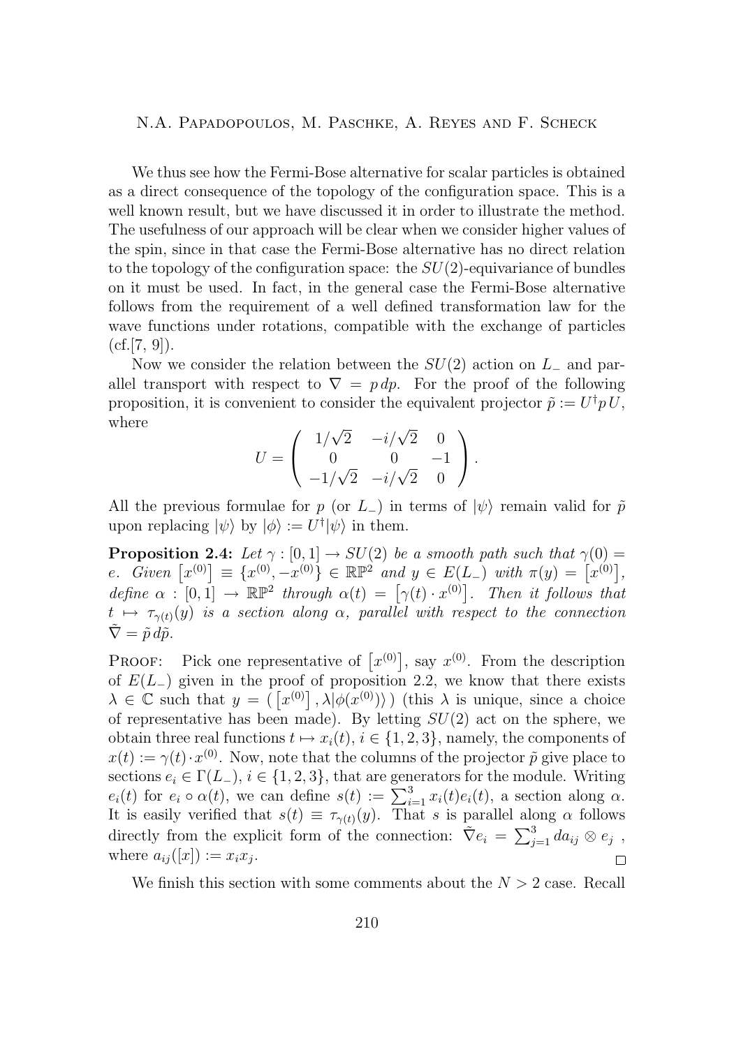We thus see how the Fermi-Bose alternative for scalar particles is obtained as a direct consequence of the topology of the configuration space. This is a well known result, but we have discussed it in order to illustrate the method. The usefulness of our approach will be clear when we consider higher values of the spin, since in that case the Fermi-Bose alternative has no direct relation to the topology of the configuration space: the $SU(2)$-equivariance of bundles on it must be used. In fact, in the general case the Fermi-Bose alternative follows from the requirement of a well defined transformation law for the wave functions under rotations, compatible with the exchange of particles (cf.[7, 9]).

Now we consider the relation between the $SU(2)$ action on $L_-$ and parallel transport with respect to $\nabla = p\,dp$. For the proof of the following proposition, it is convenient to consider the equivalent projector $\tilde{p} := U^\dagger p\, U$, where

$$U = \begin{pmatrix} 1/\sqrt{2} & -i/\sqrt{2} & 0 \\ 0 & 0 & -1 \\ -1/\sqrt{2} & -i/\sqrt{2} & 0 \end{pmatrix}.$$

All the previous formulae for $p$ (or $L_-$) in terms of $|\psi\rangle$ remain valid for $\tilde{p}$ upon replacing $|\psi\rangle$ by $|\phi\rangle := U^\dagger|\psi\rangle$ in them.

**Proposition 2.4:** *Let $\gamma : [0,1] \to SU(2)$ be a smooth path such that $\gamma(0) = e$. Given $\left[x^{(0)}\right] \equiv \{x^{(0)}, -x^{(0)}\} \in \mathbb{RP}^2$ and $y \in E(L_-)$ with $\pi(y) = \left[x^{(0)}\right]$, define $\alpha : [0,1] \to \mathbb{RP}^2$ through $\alpha(t) = \left[\gamma(t)\cdot x^{(0)}\right]$. Then it follows that $t \mapsto \tau_{\gamma(t)}(y)$ is a section along $\alpha$, parallel with respect to the connection $\tilde{\nabla} = \tilde{p}\, d\tilde{p}$.*

Proof: Pick one representative of $\left[x^{(0)}\right]$, say $x^{(0)}$. From the description of $E(L_-)$ given in the proof of proposition 2.2, we know that there exists $\lambda \in \mathbb{C}$ such that $y = (\left[x^{(0)}\right], \lambda|\phi(x^{(0)})\rangle)$ (this $\lambda$ is unique, since a choice of representative has been made). By letting $SU(2)$ act on the sphere, we obtain three real functions $t \mapsto x_i(t)$, $i \in \{1,2,3\}$, namely, the components of $x(t) := \gamma(t)\cdot x^{(0)}$. Now, note that the columns of the projector $\tilde{p}$ give place to sections $e_i \in \Gamma(L_-)$, $i \in \{1,2,3\}$, that are generators for the module. Writing $e_i(t)$ for $e_i \circ \alpha(t)$, we can define $s(t) := \sum_{i=1}^{3} x_i(t) e_i(t)$, a section along $\alpha$. It is easily verified that $s(t) \equiv \tau_{\gamma(t)}(y)$. That $s$ is parallel along $\alpha$ follows directly from the explicit form of the connection: $\tilde{\nabla} e_i = \sum_{j=1}^{3} da_{ij} \otimes e_j$, where $a_{ij}([x]) := x_i x_j$. $\square$

We finish this section with some comments about the $N > 2$ case. Recall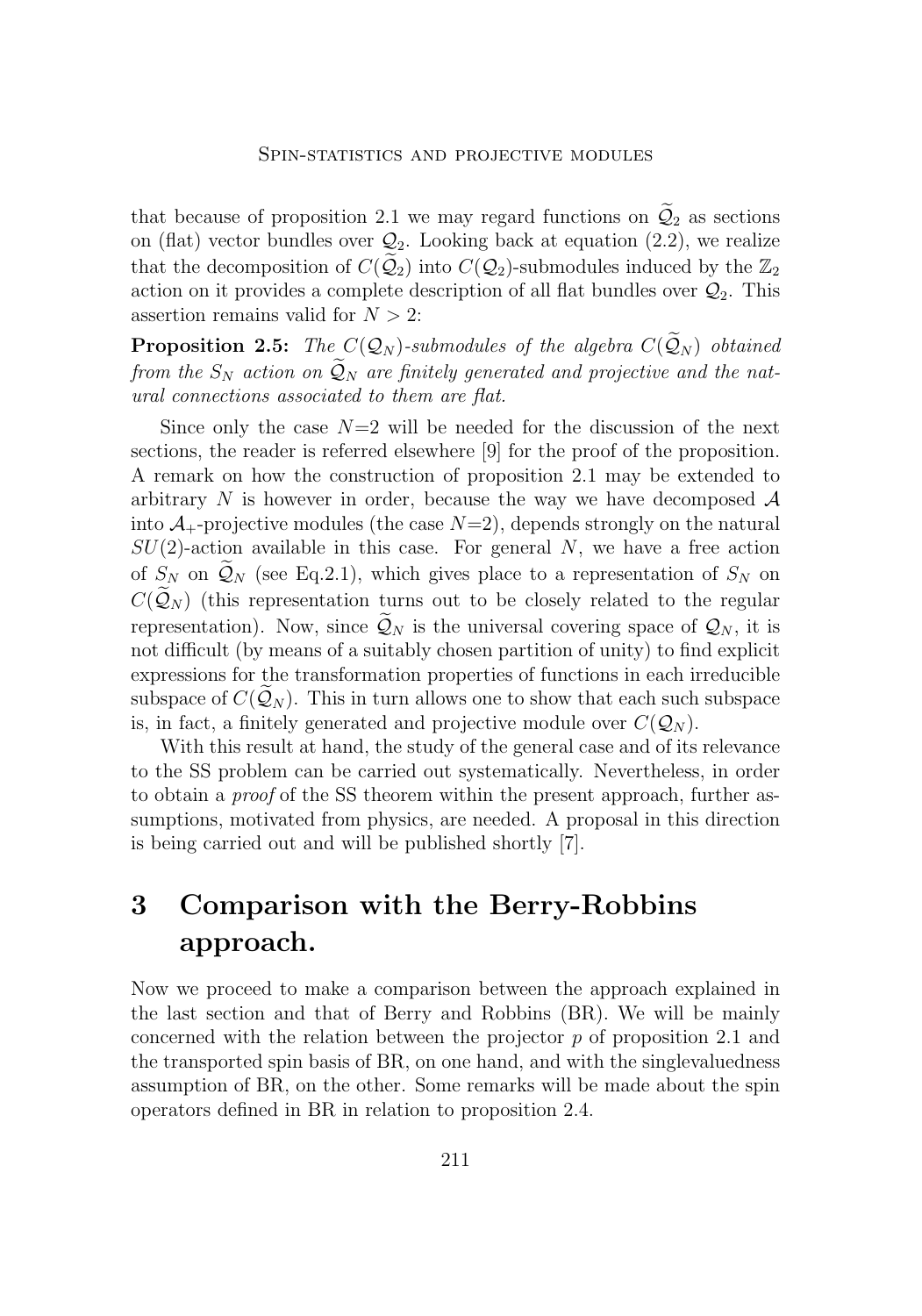that because of proposition 2.1 we may regard functions on $\widetilde{\mathcal{Q}}_2$ as sections on (flat) vector bundles over $\mathcal{Q}_2$. Looking back at equation (2.2), we realize that the decomposition of $C(\widetilde{\mathcal{Q}}_2)$ into $C(\mathcal{Q}_2)$-submodules induced by the $\mathbb{Z}_2$ action on it provides a complete description of all flat bundles over $\mathcal{Q}_2$. This assertion remains valid for $N > 2$:

**Proposition 2.5:** *The $C(\mathcal{Q}_N)$-submodules of the algebra $C(\widetilde{\mathcal{Q}}_N)$ obtained from the $S_N$ action on $\widetilde{\mathcal{Q}}_N$ are finitely generated and projective and the natural connections associated to them are flat.*

Since only the case $N$=2 will be needed for the discussion of the next sections, the reader is referred elsewhere [9] for the proof of the proposition. A remark on how the construction of proposition 2.1 may be extended to arbitrary $N$ is however in order, because the way we have decomposed $\mathcal{A}$ into $\mathcal{A}_+$-projective modules (the case $N$=2), depends strongly on the natural $SU(2)$-action available in this case. For general $N$, we have a free action of $S_N$ on $\widetilde{\mathcal{Q}}_N$ (see Eq.2.1), which gives place to a representation of $S_N$ on $C(\widetilde{\mathcal{Q}}_N)$ (this representation turns out to be closely related to the regular representation). Now, since $\widetilde{\mathcal{Q}}_N$ is the universal covering space of $\mathcal{Q}_N$, it is not difficult (by means of a suitably chosen partition of unity) to find explicit expressions for the transformation properties of functions in each irreducible subspace of $C(\widetilde{\mathcal{Q}}_N)$. This in turn allows one to show that each such subspace is, in fact, a finitely generated and projective module over $C(\mathcal{Q}_N)$.

With this result at hand, the study of the general case and of its relevance to the SS problem can be carried out systematically. Nevertheless, in order to obtain a *proof* of the SS theorem within the present approach, further assumptions, motivated from physics, are needed. A proposal in this direction is being carried out and will be published shortly [7].

# 3 Comparison with the Berry-Robbins approach.

Now we proceed to make a comparison between the approach explained in the last section and that of Berry and Robbins (BR). We will be mainly concerned with the relation between the projector $p$ of proposition 2.1 and the transported spin basis of BR, on one hand, and with the singlevaluedness assumption of BR, on the other. Some remarks will be made about the spin operators defined in BR in relation to proposition 2.4.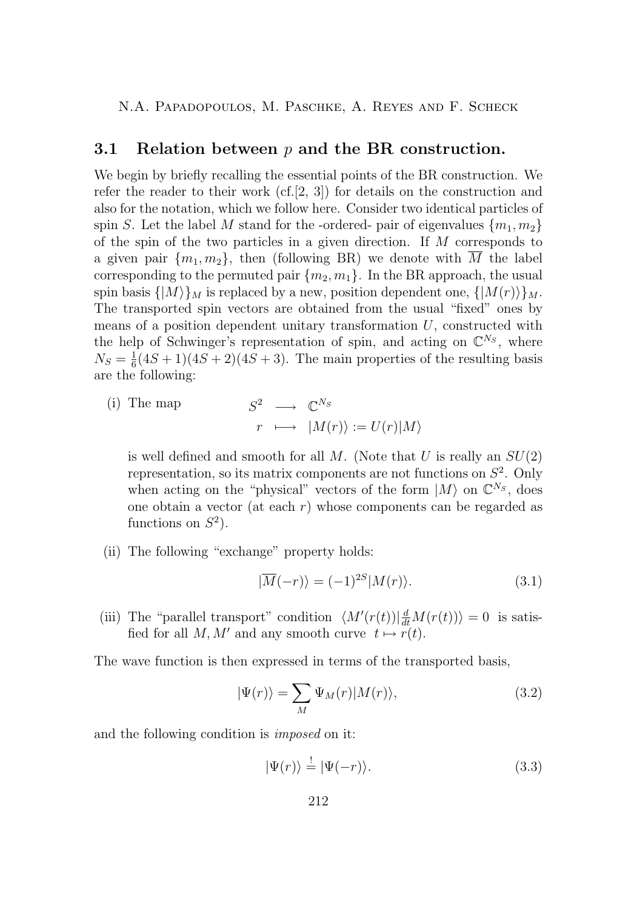### 3.1 Relation between $p$ and the BR construction.

We begin by briefly recalling the essential points of the BR construction. We refer the reader to their work (cf.[2, 3]) for details on the construction and also for the notation, which we follow here. Consider two identical particles of spin $S$. Let the label $M$ stand for the -ordered- pair of eigenvalues $\{m_1, m_2\}$ of the spin of the two particles in a given direction. If $M$ corresponds to a given pair $\{m_1, m_2\}$, then (following BR) we denote with $\overline{M}$ the label corresponding to the permuted pair $\{m_2, m_1\}$. In the BR approach, the usual spin basis $\{|M\rangle\}_M$ is replaced by a new, position dependent one, $\{|M(r)\rangle\}_M$. The transported spin vectors are obtained from the usual "fixed" ones by means of a position dependent unitary transformation $U$, constructed with the help of Schwinger's representation of spin, and acting on $\mathbb{C}^{N_S}$, where $N_S = \frac{1}{6}(4S+1)(4S+2)(4S+3)$. The main properties of the resulting basis are the following:

(i) The map
$$
\begin{array}{rcl}
S^2 & \longrightarrow & \mathbb{C}^{N_S} \\
r & \longmapsto & |M(r)\rangle := U(r)|M\rangle
\end{array}
$$

is well defined and smooth for all $M$. (Note that $U$ is really an $SU(2)$ representation, so its matrix components are not functions on $S^2$. Only when acting on the "physical" vectors of the form $|M\rangle$ on $\mathbb{C}^{N_S}$, does one obtain a vector (at each $r$) whose components can be regarded as functions on $S^2$).

(ii) The following "exchange" property holds:

$$
|\overline{M}(-r)\rangle = (-1)^{2S}|M(r)\rangle. \tag{3.1}
$$

(iii) The "parallel transport" condition $\langle M'(r(t))|\frac{d}{dt}M(r(t))\rangle = 0$ is satisfied for all $M, M'$ and any smooth curve $t \mapsto r(t)$.

The wave function is then expressed in terms of the transported basis,

$$
|\Psi(r)\rangle = \sum_M \Psi_M(r)|M(r)\rangle, \tag{3.2}
$$

and the following condition is *imposed* on it:

$$
|\Psi(r)\rangle \stackrel{!}{=} |\Psi(-r)\rangle. \tag{3.3}
$$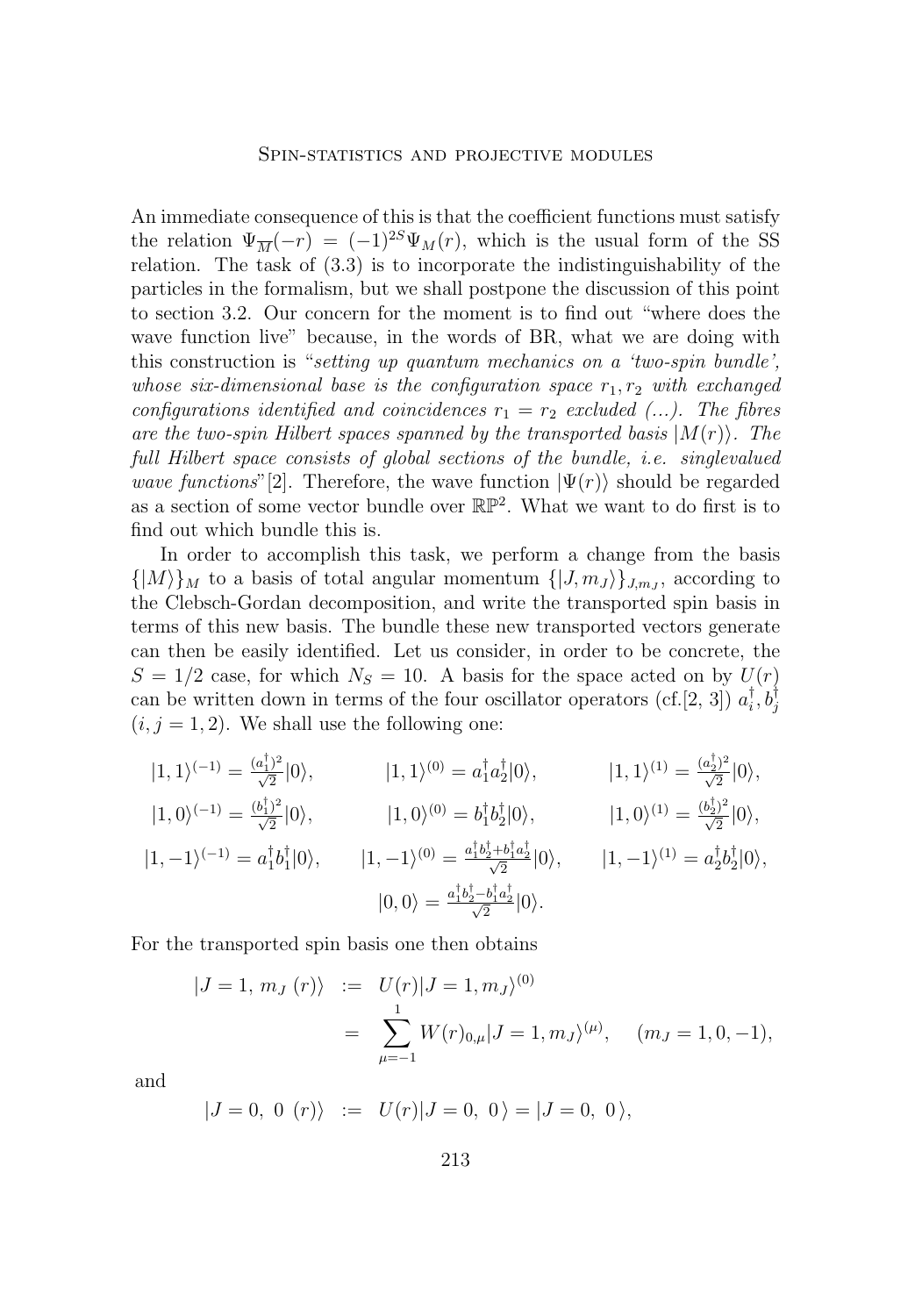An immediate consequence of this is that the coefficient functions must satisfy the relation $\Psi_{\overline{M}}(-r) = (-1)^{2S}\Psi_M(r)$, which is the usual form of the SS relation. The task of (3.3) is to incorporate the indistinguishability of the particles in the formalism, but we shall postpone the discussion of this point to section 3.2. Our concern for the moment is to find out "where does the wave function live" because, in the words of BR, what we are doing with this construction is "*setting up quantum mechanics on a 'two-spin bundle', whose six-dimensional base is the configuration space $r_1, r_2$ with exchanged configurations identified and coincidences $r_1 = r_2$ excluded (...). The fibres are the two-spin Hilbert spaces spanned by the transported basis $|M(r)\rangle$. The full Hilbert space consists of global sections of the bundle, i.e. singlevalued wave functions*"[2]. Therefore, the wave function $|\Psi(r)\rangle$ should be regarded as a section of some vector bundle over $\mathbb{RP}^2$. What we want to do first is to find out which bundle this is.

In order to accomplish this task, we perform a change from the basis $\{|M\rangle\}_M$ to a basis of total angular momentum $\{|J, m_J\rangle\}_{J,m_J}$, according to the Clebsch-Gordan decomposition, and write the transported spin basis in terms of this new basis. The bundle these new transported vectors generate can then be easily identified. Let us consider, in order to be concrete, the $S = 1/2$ case, for which $N_S = 10$. A basis for the space acted on by $U(r)$ can be written down in terms of the four oscillator operators (cf.[2, 3]) $a_i^\dagger, b_j^\dagger$ $(i, j = 1, 2)$. We shall use the following one:

$$
\begin{array}{ccc}
|1,1\rangle^{(-1)} = \frac{(a_1^\dagger)^2}{\sqrt{2}}|0\rangle, & |1,1\rangle^{(0)} = a_1^\dagger a_2^\dagger|0\rangle, & |1,1\rangle^{(1)} = \frac{(a_2^\dagger)^2}{\sqrt{2}}|0\rangle, \\
|1,0\rangle^{(-1)} = \frac{(b_1^\dagger)^2}{\sqrt{2}}|0\rangle, & |1,0\rangle^{(0)} = b_1^\dagger b_2^\dagger|0\rangle, & |1,0\rangle^{(1)} = \frac{(b_2^\dagger)^2}{\sqrt{2}}|0\rangle, \\
|1,-1\rangle^{(-1)} = a_1^\dagger b_1^\dagger|0\rangle, & |1,-1\rangle^{(0)} = \frac{a_1^\dagger b_2^\dagger + b_1^\dagger a_2^\dagger}{\sqrt{2}}|0\rangle, & |1,-1\rangle^{(1)} = a_2^\dagger b_2^\dagger|0\rangle, \\
 & |0,0\rangle = \frac{a_1^\dagger b_2^\dagger - b_1^\dagger a_2^\dagger}{\sqrt{2}}|0\rangle. &
\end{array}
$$

For the transported spin basis one then obtains

$$
\begin{aligned}
|J=1,\ m_J\ (r)\rangle &:= U(r)|J=1, m_J\rangle^{(0)} \\
&= \sum_{\mu=-1}^{1} W(r)_{0,\mu}|J=1, m_J\rangle^{(\mu)}, \quad (m_J = 1, 0, -1),
\end{aligned}
$$

and

$$
|J=0,\ 0\ (r)\rangle \ := \ U(r)|J=0,\ 0\,\rangle = |J=0,\ 0\,\rangle,
$$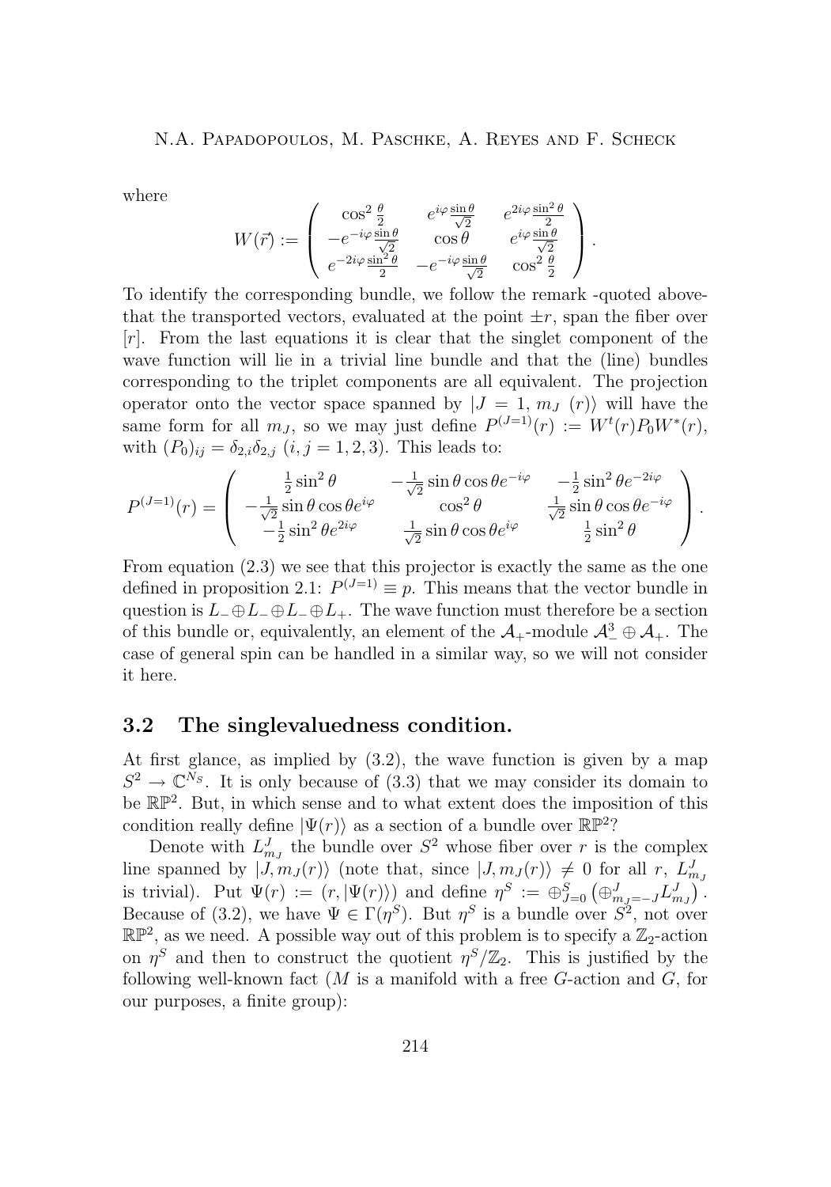where

$$
W(\vec{r}) := \begin{pmatrix} \cos^2\frac{\theta}{2} & e^{i\varphi}\frac{\sin\theta}{\sqrt{2}} & e^{2i\varphi}\frac{\sin^2\theta}{2} \\ -e^{-i\varphi}\frac{\sin\theta}{\sqrt{2}} & \cos\theta & e^{i\varphi}\frac{\sin\theta}{\sqrt{2}} \\ e^{-2i\varphi}\frac{\sin^2\theta}{2} & -e^{-i\varphi}\frac{\sin\theta}{\sqrt{2}} & \cos^2\frac{\theta}{2} \end{pmatrix}.
$$

To identify the corresponding bundle, we follow the remark -quoted above- that the transported vectors, evaluated at the point $\pm r$, span the fiber over $[r]$. From the last equations it is clear that the singlet component of the wave function will lie in a trivial line bundle and that the (line) bundles corresponding to the triplet components are all equivalent. The projection operator onto the vector space spanned by $|J = 1, m_J\ (r)\rangle$ will have the same form for all $m_J$, so we may just define $P^{(J=1)}(r) := W^t(r)P_0W^*(r)$, with $(P_0)_{ij} = \delta_{2,i}\delta_{2,j}$ $(i, j = 1, 2, 3)$. This leads to:

$$
P^{(J=1)}(r) = \begin{pmatrix} \frac{1}{2}\sin^2\theta & -\frac{1}{\sqrt{2}}\sin\theta\cos\theta e^{-i\varphi} & -\frac{1}{2}\sin^2\theta e^{-2i\varphi} \\ -\frac{1}{\sqrt{2}}\sin\theta\cos\theta e^{i\varphi} & \cos^2\theta & \frac{1}{\sqrt{2}}\sin\theta\cos\theta e^{-i\varphi} \\ -\frac{1}{2}\sin^2\theta e^{2i\varphi} & \frac{1}{\sqrt{2}}\sin\theta\cos\theta e^{i\varphi} & \frac{1}{2}\sin^2\theta \end{pmatrix}.
$$

From equation (2.3) we see that this projector is exactly the same as the one defined in proposition 2.1: $P^{(J=1)} \equiv p$. This means that the vector bundle in question is $L_- \oplus L_- \oplus L_- \oplus L_+$. The wave function must therefore be a section of this bundle or, equivalently, an element of the $\mathcal{A}_+$-module $\mathcal{A}_-^3 \oplus \mathcal{A}_+$. The case of general spin can be handled in a similar way, so we will not consider it here.

## 3.2 The singlevaluedness condition.

At first glance, as implied by (3.2), the wave function is given by a map $S^2 \to \mathbb{C}^{N_S}$. It is only because of (3.3) that we may consider its domain to be $\mathbb{RP}^2$. But, in which sense and to what extent does the imposition of this condition really define $|\Psi(r)\rangle$ as a section of a bundle over $\mathbb{RP}^2$?

Denote with $L^J_{m_J}$ the bundle over $S^2$ whose fiber over $r$ is the complex line spanned by $|J, m_J(r)\rangle$ (note that, since $|J, m_J(r)\rangle \neq 0$ for all $r$, $L^J_{m_J}$ is trivial). Put $\Psi(r) := (r, |\Psi(r)\rangle)$ and define $\eta^S := \oplus_{J=0}^S \left(\oplus_{m_J=-J}^J L^J_{m_J}\right)$. Because of (3.2), we have $\Psi \in \Gamma(\eta^S)$. But $\eta^S$ is a bundle over $S^2$, not over $\mathbb{RP}^2$, as we need. A possible way out of this problem is to specify a $\mathbb{Z}_2$-action on $\eta^S$ and then to construct the quotient $\eta^S/\mathbb{Z}_2$. This is justified by the following well-known fact ($M$ is a manifold with a free $G$-action and $G$, for our purposes, a finite group):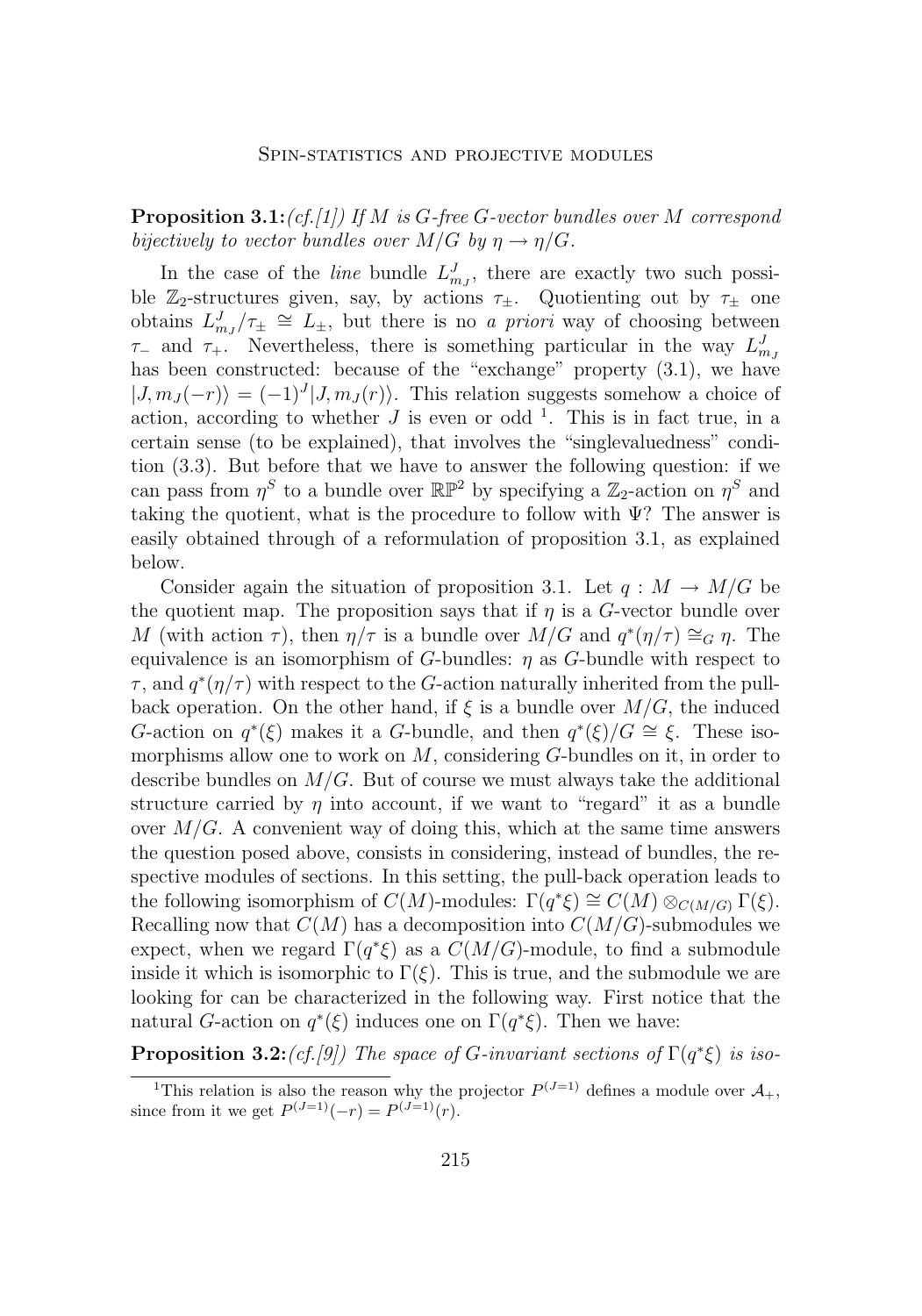**Proposition 3.1:** *(cf.[1]) If $M$ is $G$-free $G$-vector bundles over $M$ correspond bijectively to vector bundles over $M/G$ by $\eta \to \eta/G$.*

In the case of the *line* bundle $L^J_{m_J}$, there are exactly two such possible $\mathbb{Z}_2$-structures given, say, by actions $\tau_\pm$. Quotienting out by $\tau_\pm$ one obtains $L^J_{m_J}/\tau_\pm \cong L_\pm$, but there is no *a priori* way of choosing between $\tau_-$ and $\tau_+$. Nevertheless, there is something particular in the way $L^J_{m_J}$ has been constructed: because of the "exchange" property (3.1), we have $|J, m_J(-r)\rangle = (-1)^J |J, m_J(r)\rangle$. This relation suggests somehow a choice of action, according to whether $J$ is even or odd [1]. This is in fact true, in a certain sense (to be explained), that involves the "singlevaluedness" condition (3.3). But before that we have to answer the following question: if we can pass from $\eta^S$ to a bundle over $\mathbb{RP}^2$ by specifying a $\mathbb{Z}_2$-action on $\eta^S$ and taking the quotient, what is the procedure to follow with $\Psi$? The answer is easily obtained through of a reformulation of proposition 3.1, as explained below.

Consider again the situation of proposition 3.1. Let $q : M \to M/G$ be the quotient map. The proposition says that if $\eta$ is a $G$-vector bundle over $M$ (with action $\tau$), then $\eta/\tau$ is a bundle over $M/G$ and $q^*(\eta/\tau) \cong_G \eta$. The equivalence is an isomorphism of $G$-bundles: $\eta$ as $G$-bundle with respect to $\tau$, and $q^*(\eta/\tau)$ with respect to the $G$-action naturally inherited from the pull-back operation. On the other hand, if $\xi$ is a bundle over $M/G$, the induced $G$-action on $q^*(\xi)$ makes it a $G$-bundle, and then $q^*(\xi)/G \cong \xi$. These isomorphisms allow one to work on $M$, considering $G$-bundles on it, in order to describe bundles on $M/G$. But of course we must always take the additional structure carried by $\eta$ into account, if we want to "regard" it as a bundle over $M/G$. A convenient way of doing this, which at the same time answers the question posed above, consists in considering, instead of bundles, the respective modules of sections. In this setting, the pull-back operation leads to the following isomorphism of $C(M)$-modules: $\Gamma(q^*\xi) \cong C(M) \otimes_{C(M/G)} \Gamma(\xi)$. Recalling now that $C(M)$ has a decomposition into $C(M/G)$-submodules we expect, when we regard $\Gamma(q^*\xi)$ as a $C(M/G)$-module, to find a submodule inside it which is isomorphic to $\Gamma(\xi)$. This is true, and the submodule we are looking for can be characterized in the following way. First notice that the natural $G$-action on $q^*(\xi)$ induces one on $\Gamma(q^*\xi)$. Then we have:

**Proposition 3.2:** *(cf.[9]) The space of $G$-invariant sections of $\Gamma(q^*\xi)$ is iso-*

[1] This relation is also the reason why the projector $P^{(J=1)}$ defines a module over $\mathcal{A}_+$, since from it we get $P^{(J=1)}(-r) = P^{(J=1)}(r)$.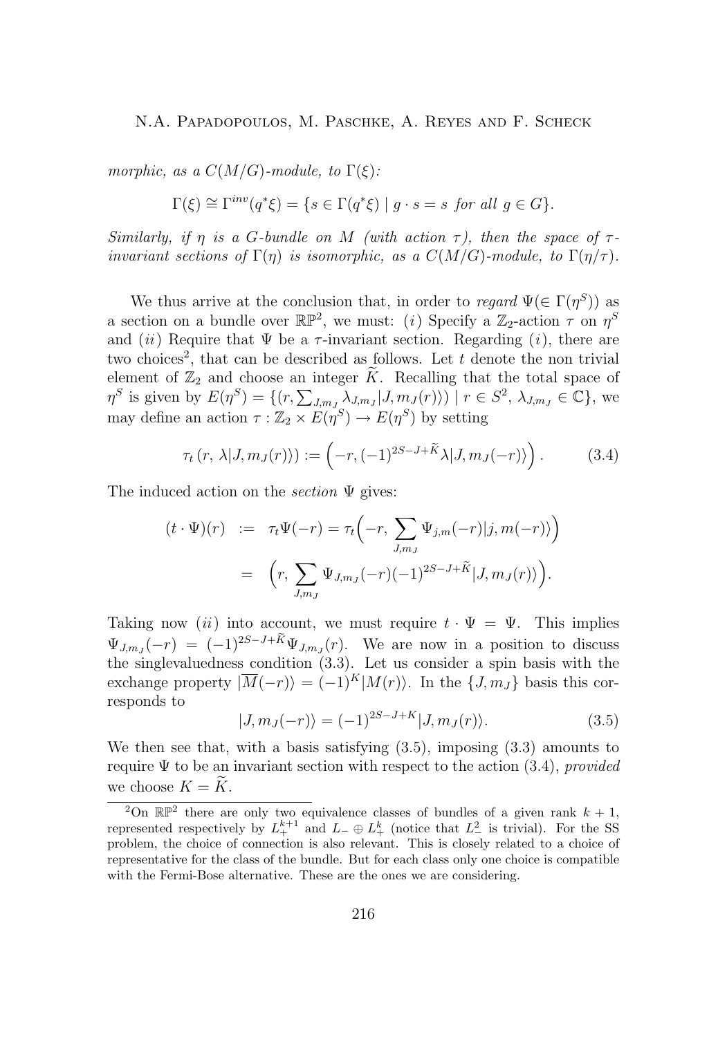*morphic, as a $C(M/G)$-module, to $\Gamma(\xi)$:*

$$\Gamma(\xi) \cong \Gamma^{inv}(q^*\xi) = \{s \in \Gamma(q^*\xi) \mid g \cdot s = s \text{ for all } g \in G\}.$$

*Similarly, if $\eta$ is a $G$-bundle on $M$ (with action $\tau$), then the space of $\tau$-invariant sections of $\Gamma(\eta)$ is isomorphic, as a $C(M/G)$-module, to $\Gamma(\eta/\tau)$.*

We thus arrive at the conclusion that, in order to *regard* $\Psi(\in \Gamma(\eta^S))$ as a section on a bundle over $\mathbb{RP}^2$, we must: $(i)$ Specify a $\mathbb{Z}_2$-action $\tau$ on $\eta^S$ and $(ii)$ Require that $\Psi$ be a $\tau$-invariant section. Regarding $(i)$, there are two choices[2], that can be described as follows. Let $t$ denote the non trivial element of $\mathbb{Z}_2$ and choose an integer $\widetilde{K}$. Recalling that the total space of $\eta^S$ is given by $E(\eta^S) = \{(r, \sum_{J,m_J} \lambda_{J,m_J} |J, m_J(r)\rangle) \mid r \in S^2,\ \lambda_{J,m_J} \in \mathbb{C}\}$, we may define an action $\tau : \mathbb{Z}_2 \times E(\eta^S) \to E(\eta^S)$ by setting

$$\tau_t\left(r,\ \lambda|J, m_J(r)\rangle\right) := \left(-r, (-1)^{2S-J+\widetilde{K}}\lambda|J, m_J(-r)\rangle\right). \tag{3.4}$$

The induced action on the *section* $\Psi$ gives:

$$\begin{aligned}
(t \cdot \Psi)(r) \;&:=\; \tau_t\Psi(-r) = \tau_t\Big(-r,\ \sum_{J,m_J} \Psi_{j,m}(-r)|j, m(-r)\rangle\Big) \\
&=\; \Big(r,\ \sum_{J,m_J} \Psi_{J,m_J}(-r)(-1)^{2S-J+\widetilde{K}}|J, m_J(r)\rangle\Big).
\end{aligned}$$

Taking now $(ii)$ into account, we must require $t \cdot \Psi = \Psi$. This implies $\Psi_{J,m_J}(-r) = (-1)^{2S-J+\widetilde{K}}\Psi_{J,m_J}(r)$. We are now in a position to discuss the singlevaluedness condition (3.3). Let us consider a spin basis with the exchange property $|\overline{M}(-r)\rangle = (-1)^K|M(r)\rangle$. In the $\{J, m_J\}$ basis this corresponds to

$$|J, m_J(-r)\rangle = (-1)^{2S-J+K}|J, m_J(r)\rangle. \tag{3.5}$$

We then see that, with a basis satisfying (3.5), imposing (3.3) amounts to require $\Psi$ to be an invariant section with respect to the action (3.4), *provided* we choose $K = \widetilde{K}$.

[2] On $\mathbb{RP}^2$ there are only two equivalence classes of bundles of a given rank $k+1$, represented respectively by $L_+^{k+1}$ and $L_- \oplus L_+^k$ (notice that $L_-^2$ is trivial). For the SS problem, the choice of connection is also relevant. This is closely related to a choice of representative for the class of the bundle. But for each class only one choice is compatible with the Fermi-Bose alternative. These are the ones we are considering.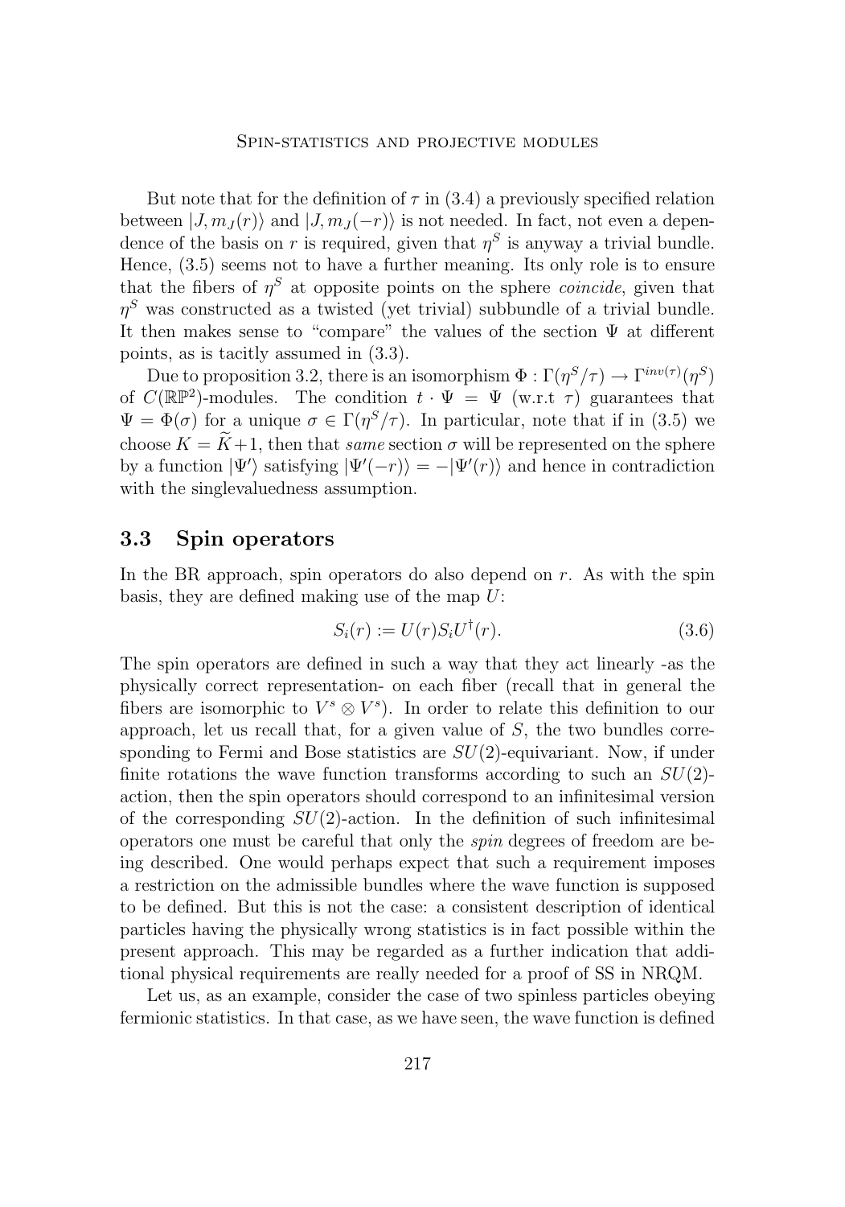But note that for the definition of $\tau$ in (3.4) a previously specified relation between $|J, m_J(r)\rangle$ and $|J, m_J(-r)\rangle$ is not needed. In fact, not even a dependence of the basis on $r$ is required, given that $\eta^S$ is anyway a trivial bundle. Hence, (3.5) seems not to have a further meaning. Its only role is to ensure that the fibers of $\eta^S$ at opposite points on the sphere *coincide*, given that $\eta^S$ was constructed as a twisted (yet trivial) subbundle of a trivial bundle. It then makes sense to "compare" the values of the section $\Psi$ at different points, as is tacitly assumed in (3.3).

Due to proposition 3.2, there is an isomorphism $\Phi : \Gamma(\eta^S/\tau) \to \Gamma^{inv(\tau)}(\eta^S)$ of $C(\mathbb{RP}^2)$-modules. The condition $t \cdot \Psi = \Psi$ (w.r.t $\tau$) guarantees that $\Psi = \Phi(\sigma)$ for a unique $\sigma \in \Gamma(\eta^S/\tau)$. In particular, note that if in (3.5) we choose $K = \widetilde{K}+1$, then that *same* section $\sigma$ will be represented on the sphere by a function $|\Psi'\rangle$ satisfying $|\Psi'(-r)\rangle = -|\Psi'(r)\rangle$ and hence in contradiction with the singlevaluedness assumption.

## 3.3 Spin operators

In the BR approach, spin operators do also depend on $r$. As with the spin basis, they are defined making use of the map $U$:

$$S_i(r) := U(r) S_i U^\dagger(r). \tag{3.6}$$

The spin operators are defined in such a way that they act linearly -as the physically correct representation- on each fiber (recall that in general the fibers are isomorphic to $V^s \otimes V^s$). In order to relate this definition to our approach, let us recall that, for a given value of $S$, the two bundles corresponding to Fermi and Bose statistics are $SU(2)$-equivariant. Now, if under finite rotations the wave function transforms according to such an $SU(2)$-action, then the spin operators should correspond to an infinitesimal version of the corresponding $SU(2)$-action. In the definition of such infinitesimal operators one must be careful that only the *spin* degrees of freedom are being described. One would perhaps expect that such a requirement imposes a restriction on the admissible bundles where the wave function is supposed to be defined. But this is not the case: a consistent description of identical particles having the physically wrong statistics is in fact possible within the present approach. This may be regarded as a further indication that additional physical requirements are really needed for a proof of SS in NRQM.

Let us, as an example, consider the case of two spinless particles obeying fermionic statistics. In that case, as we have seen, the wave function is defined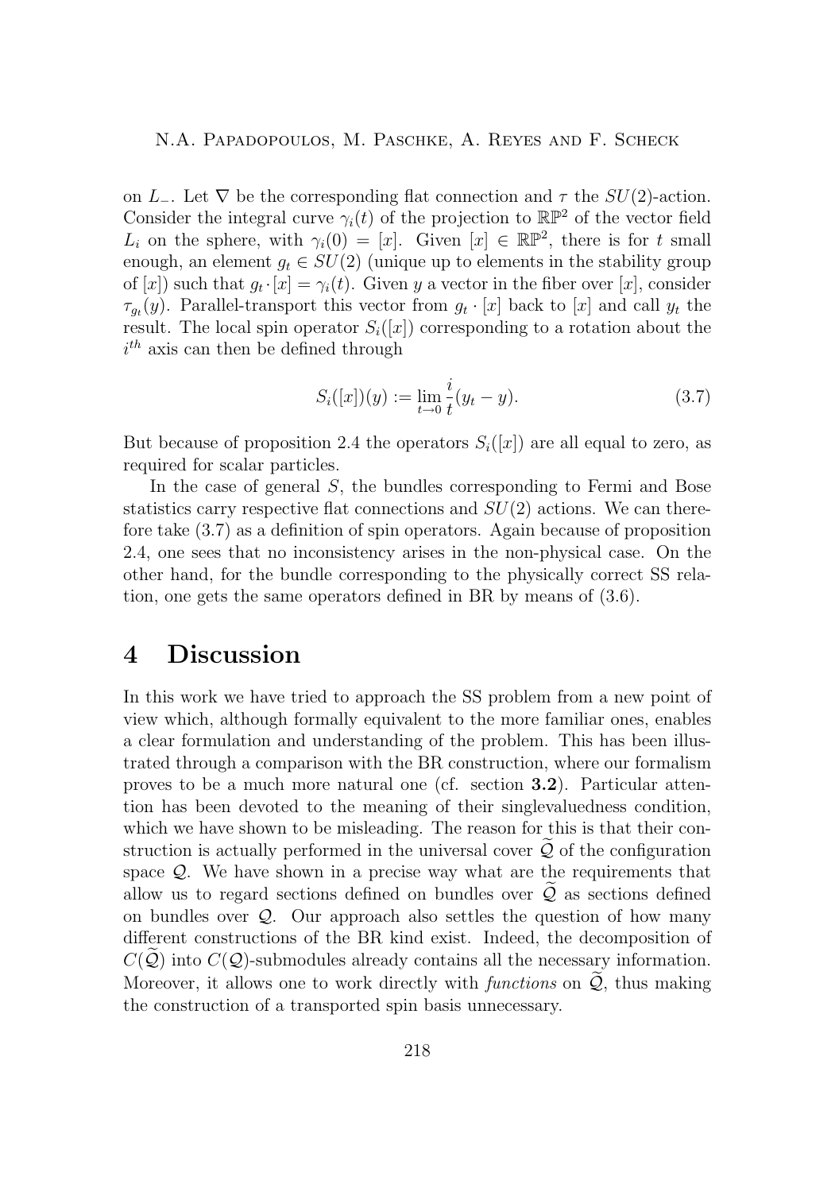on $L_-$. Let $\nabla$ be the corresponding flat connection and $\tau$ the $SU(2)$-action. Consider the integral curve $\gamma_i(t)$ of the projection to $\mathbb{RP}^2$ of the vector field $L_i$ on the sphere, with $\gamma_i(0) = [x]$. Given $[x] \in \mathbb{RP}^2$, there is for $t$ small enough, an element $g_t \in SU(2)$ (unique up to elements in the stability group of $[x]$) such that $g_t \cdot [x] = \gamma_i(t)$. Given $y$ a vector in the fiber over $[x]$, consider $\tau_{g_t}(y)$. Parallel-transport this vector from $g_t \cdot [x]$ back to $[x]$ and call $y_t$ the result. The local spin operator $S_i([x])$ corresponding to a rotation about the $i^{th}$ axis can then be defined through

$$S_i([x])(y) := \lim_{t \to 0} \frac{i}{t}(y_t - y). \tag{3.7}$$

But because of proposition 2.4 the operators $S_i([x])$ are all equal to zero, as required for scalar particles.

In the case of general $S$, the bundles corresponding to Fermi and Bose statistics carry respective flat connections and $SU(2)$ actions. We can therefore take (3.7) as a definition of spin operators. Again because of proposition 2.4, one sees that no inconsistency arises in the non-physical case. On the other hand, for the bundle corresponding to the physically correct SS relation, one gets the same operators defined in BR by means of (3.6).

# 4 Discussion

In this work we have tried to approach the SS problem from a new point of view which, although formally equivalent to the more familiar ones, enables a clear formulation and understanding of the problem. This has been illustrated through a comparison with the BR construction, where our formalism proves to be a much more natural one (cf. section **3.2**). Particular attention has been devoted to the meaning of their singlevaluedness condition, which we have shown to be misleading. The reason for this is that their construction is actually performed in the universal cover $\widetilde{\mathcal{Q}}$ of the configuration space $\mathcal{Q}$. We have shown in a precise way what are the requirements that allow us to regard sections defined on bundles over $\widetilde{\mathcal{Q}}$ as sections defined on bundles over $\mathcal{Q}$. Our approach also settles the question of how many different constructions of the BR kind exist. Indeed, the decomposition of $C(\widetilde{\mathcal{Q}})$ into $C(\mathcal{Q})$-submodules already contains all the necessary information. Moreover, it allows one to work directly with *functions* on $\widetilde{\mathcal{Q}}$, thus making the construction of a transported spin basis unnecessary.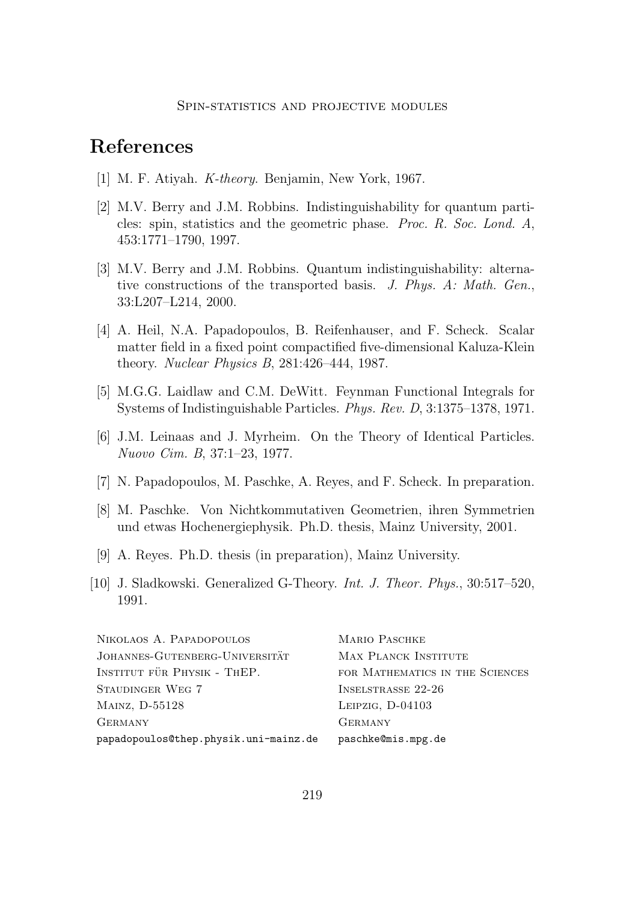# References

[1] M. F. Atiyah. *K-theory*. Benjamin, New York, 1967.

[2] M.V. Berry and J.M. Robbins. Indistinguishability for quantum particles: spin, statistics and the geometric phase. *Proc. R. Soc. Lond. A*, 453:1771–1790, 1997.

[3] M.V. Berry and J.M. Robbins. Quantum indistinguishability: alternative constructions of the transported basis. *J. Phys. A: Math. Gen.*, 33:L207–L214, 2000.

[4] A. Heil, N.A. Papadopoulos, B. Reifenhauser, and F. Scheck. Scalar matter field in a fixed point compactified five-dimensional Kaluza-Klein theory. *Nuclear Physics B*, 281:426–444, 1987.

[5] M.G.G. Laidlaw and C.M. DeWitt. Feynman Functional Integrals for Systems of Indistinguishable Particles. *Phys. Rev. D*, 3:1375–1378, 1971.

[6] J.M. Leinaas and J. Myrheim. On the Theory of Identical Particles. *Nuovo Cim. B*, 37:1–23, 1977.

[7] N. Papadopoulos, M. Paschke, A. Reyes, and F. Scheck. In preparation.

[8] M. Paschke. Von Nichtkommutativen Geometrien, ihren Symmetrien und etwas Hochenergiephysik. Ph.D. thesis, Mainz University, 2001.

[9] A. Reyes. Ph.D. thesis (in preparation), Mainz University.

[10] J. Sladkowski. Generalized G-Theory. *Int. J. Theor. Phys.*, 30:517–520, 1991.

Nikolaos A. Papadopoulos
Johannes-Gutenberg-Universität
Institut für Physik - ThEP.
Staudinger Weg 7
Mainz, D-55128
Germany
papadopoulos@thep.physik.uni-mainz.de

Mario Paschke
Max Planck Institute
for Mathematics in the Sciences
Inselstrasse 22-26
Leipzig, D-04103
Germany
paschke@mis.mpg.de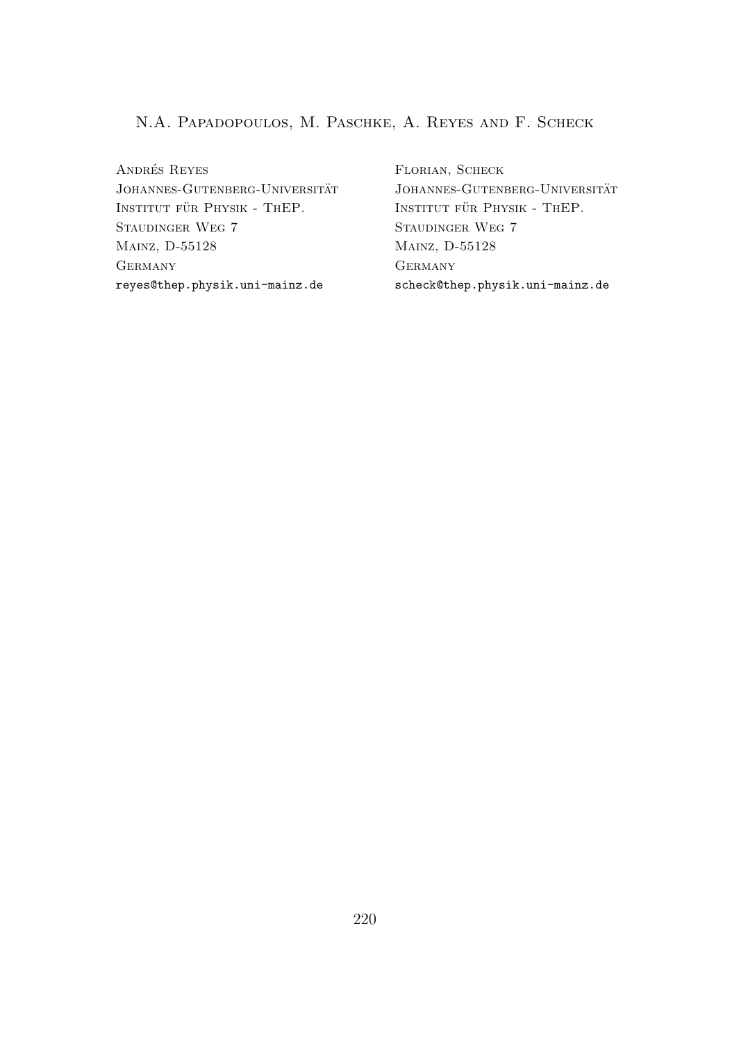Andrés Reyes
Johannes-Gutenberg-Universität
Institut für Physik - ThEP.
Staudinger Weg 7
Mainz, D-55128
Germany
reyes@thep.physik.uni-mainz.de

Florian, Scheck
Johannes-Gutenberg-Universität
Institut für Physik - ThEP.
Staudinger Weg 7
Mainz, D-55128
Germany
scheck@thep.physik.uni-mainz.de